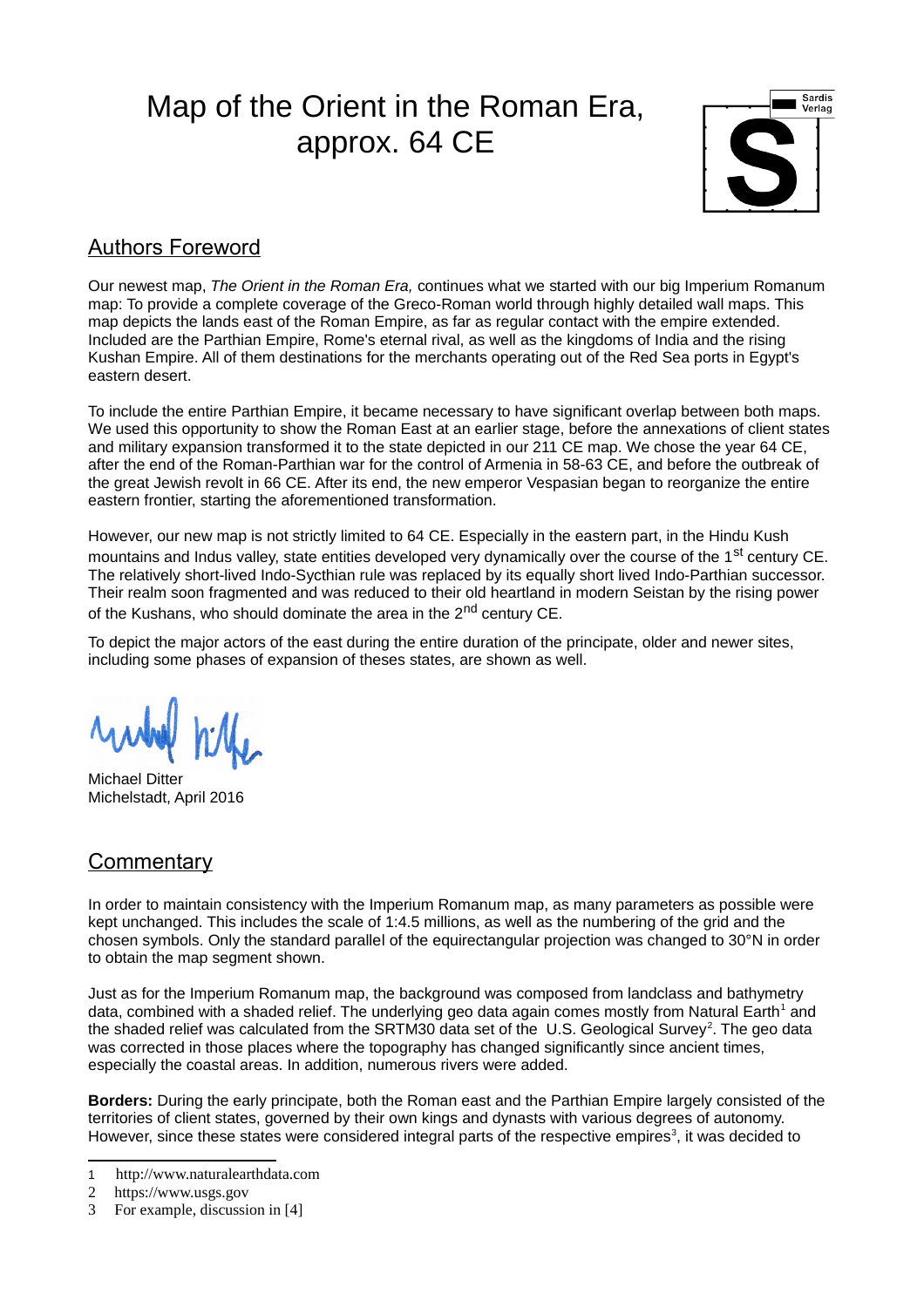# Map of the Orient in the Roman Era, approx. 64 CE

## Authors Foreword

Our newest map, *The Orient in the Roman Era,* continues what we started with our big Imperium Romanum map: To provide a complete coverage of the Greco-Roman world through highly detailed wall maps. This map depicts the lands east of the Roman Empire, as far as regular contact with the empire extended. Included are the Parthian Empire, Rome's eternal rival, as well as the kingdoms of India and the rising Kushan Empire. All of them destinations for the merchants operating out of the Red Sea ports in Egypt's eastern desert.

To include the entire Parthian Empire, it became necessary to have significant overlap between both maps. We used this opportunity to show the Roman East at an earlier stage, before the annexations of client states and military expansion transformed it to the state depicted in our 211 CE map. We chose the year 64 CE, after the end of the Roman-Parthian war for the control of Armenia in 58-63 CE, and before the outbreak of the great Jewish revolt in 66 CE. After its end, the new emperor Vespasian began to reorganize the entire eastern frontier, starting the aforementioned transformation.

However, our new map is not strictly limited to 64 CE. Especially in the eastern part, in the Hindu Kush mountains and Indus valley, state entities developed very dynamically over the course of the 1st century CE. The relatively short-lived Indo-Sycthian rule was replaced by its equally short lived Indo-Parthian successor. Their realm soon fragmented and was reduced to their old heartland in modern Seistan by the rising power of the Kushans, who should dominate the area in the 2nd century CE.

To depict the major actors of the east during the entire duration of the principate, older and newer sites, including some phases of expansion of theses states, are shown as well.

Michael Ditter
Michelstadt, April 2016

## Commentary

In order to maintain consistency with the Imperium Romanum map, as many parameters as possible were kept unchanged. This includes the scale of 1:4.5 millions, as well as the numbering of the grid and the chosen symbols. Only the standard parallel of the equirectangular projection was changed to 30°N in order to obtain the map segment shown.

Just as for the Imperium Romanum map, the background was composed from landclass and bathymetry data, combined with a shaded relief. The underlying geo data again comes mostly from Natural Earth[1] and the shaded relief was calculated from the SRTM30 data set of the U.S. Geological Survey[2]. The geo data was corrected in those places where the topography has changed significantly since ancient times, especially the coastal areas. In addition, numerous rivers were added.

**Borders:** During the early principate, both the Roman east and the Parthian Empire largely consisted of the territories of client states, governed by their own kings and dynasts with various degrees of autonomy. However, since these states were considered integral parts of the respective empires[3], it was decided to

1 http://www.naturalearthdata.com
2 https://www.usgs.gov
3 For example, discussion in [4]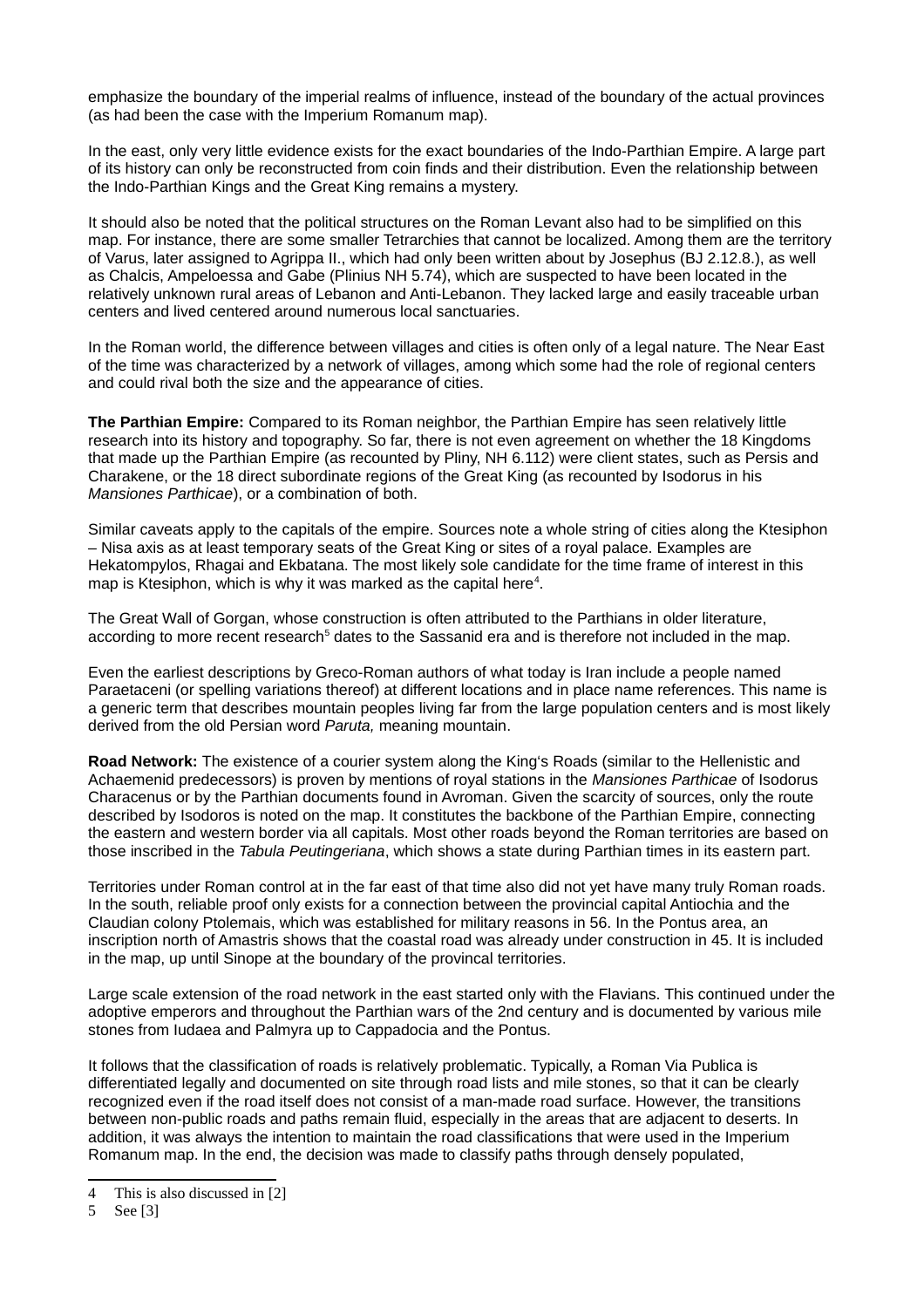emphasize the boundary of the imperial realms of influence, instead of the boundary of the actual provinces (as had been the case with the Imperium Romanum map).

In the east, only very little evidence exists for the exact boundaries of the Indo-Parthian Empire. A large part of its history can only be reconstructed from coin finds and their distribution. Even the relationship between the Indo-Parthian Kings and the Great King remains a mystery.

It should also be noted that the political structures on the Roman Levant also had to be simplified on this map. For instance, there are some smaller Tetrarchies that cannot be localized. Among them are the territory of Varus, later assigned to Agrippa II., which had only been written about by Josephus (BJ 2.12.8.), as well as Chalcis, Ampeloessa and Gabe (Plinius NH 5.74), which are suspected to have been located in the relatively unknown rural areas of Lebanon and Anti-Lebanon. They lacked large and easily traceable urban centers and lived centered around numerous local sanctuaries.

In the Roman world, the difference between villages and cities is often only of a legal nature. The Near East of the time was characterized by a network of villages, among which some had the role of regional centers and could rival both the size and the appearance of cities.

**The Parthian Empire:** Compared to its Roman neighbor, the Parthian Empire has seen relatively little research into its history and topography. So far, there is not even agreement on whether the 18 Kingdoms that made up the Parthian Empire (as recounted by Pliny, NH 6.112) were client states, such as Persis and Charakene, or the 18 direct subordinate regions of the Great King (as recounted by Isodorus in his *Mansiones Parthicae*), or a combination of both.

Similar caveats apply to the capitals of the empire. Sources note a whole string of cities along the Ktesiphon – Nisa axis as at least temporary seats of the Great King or sites of a royal palace. Examples are Hekatompylos, Rhagai and Ekbatana. The most likely sole candidate for the time frame of interest in this map is Ktesiphon, which is why it was marked as the capital here[4].

The Great Wall of Gorgan, whose construction is often attributed to the Parthians in older literature, according to more recent research[5] dates to the Sassanid era and is therefore not included in the map.

Even the earliest descriptions by Greco-Roman authors of what today is Iran include a people named Paraetaceni (or spelling variations thereof) at different locations and in place name references. This name is a generic term that describes mountain peoples living far from the large population centers and is most likely derived from the old Persian word *Paruta,* meaning mountain.

**Road Network:** The existence of a courier system along the King's Roads (similar to the Hellenistic and Achaemenid predecessors) is proven by mentions of royal stations in the *Mansiones Parthicae* of Isodorus Characenus or by the Parthian documents found in Avroman. Given the scarcity of sources, only the route described by Isodoros is noted on the map. It constitutes the backbone of the Parthian Empire, connecting the eastern and western border via all capitals. Most other roads beyond the Roman territories are based on those inscribed in the *Tabula Peutingeriana*, which shows a state during Parthian times in its eastern part.

Territories under Roman control at in the far east of that time also did not yet have many truly Roman roads. In the south, reliable proof only exists for a connection between the provincial capital Antiochia and the Claudian colony Ptolemais, which was established for military reasons in 56. In the Pontus area, an inscription north of Amastris shows that the coastal road was already under construction in 45. It is included in the map, up until Sinope at the boundary of the provincal territories.

Large scale extension of the road network in the east started only with the Flavians. This continued under the adoptive emperors and throughout the Parthian wars of the 2nd century and is documented by various mile stones from Iudaea and Palmyra up to Cappadocia and the Pontus.

It follows that the classification of roads is relatively problematic. Typically, a Roman Via Publica is differentiated legally and documented on site through road lists and mile stones, so that it can be clearly recognized even if the road itself does not consist of a man-made road surface. However, the transitions between non-public roads and paths remain fluid, especially in the areas that are adjacent to deserts. In addition, it was always the intention to maintain the road classifications that were used in the Imperium Romanum map. In the end, the decision was made to classify paths through densely populated,

4 This is also discussed in [2]

5 See [3]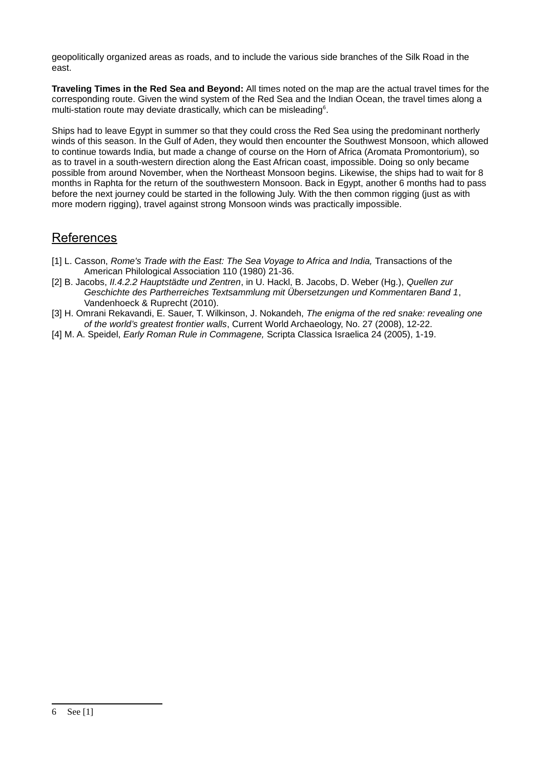geopolitically organized areas as roads, and to include the various side branches of the Silk Road in the east.

**Traveling Times in the Red Sea and Beyond:** All times noted on the map are the actual travel times for the corresponding route. Given the wind system of the Red Sea and the Indian Ocean, the travel times along a multi-station route may deviate drastically, which can be misleading[6].

Ships had to leave Egypt in summer so that they could cross the Red Sea using the predominant northerly winds of this season. In the Gulf of Aden, they would then encounter the Southwest Monsoon, which allowed to continue towards India, but made a change of course on the Horn of Africa (Aromata Promontorium), so as to travel in a south-western direction along the East African coast, impossible. Doing so only became possible from around November, when the Northeast Monsoon begins. Likewise, the ships had to wait for 8 months in Raphta for the return of the southwestern Monsoon. Back in Egypt, another 6 months had to pass before the next journey could be started in the following July. With the then common rigging (just as with more modern rigging), travel against strong Monsoon winds was practically impossible.

## References

[1] L. Casson, *Rome's Trade with the East: The Sea Voyage to Africa and India,* Transactions of the American Philological Association 110 (1980) 21-36.

[2] B. Jacobs, *II.4.2.2 Hauptstädte und Zentren*, in U. Hackl, B. Jacobs, D. Weber (Hg.), *Quellen zur Geschichte des Partherreiches Textsammlung mit Übersetzungen und Kommentaren Band 1*, Vandenhoeck & Ruprecht (2010).

[3] H. Omrani Rekavandi, E. Sauer, T. Wilkinson, J. Nokandeh, *The enigma of the red snake: revealing one of the world's greatest frontier walls*, Current World Archaeology, No. 27 (2008), 12-22.

[4] M. A. Speidel, *Early Roman Rule in Commagene,* Scripta Classica Israelica 24 (2005), 1-19.

---

6 See [1]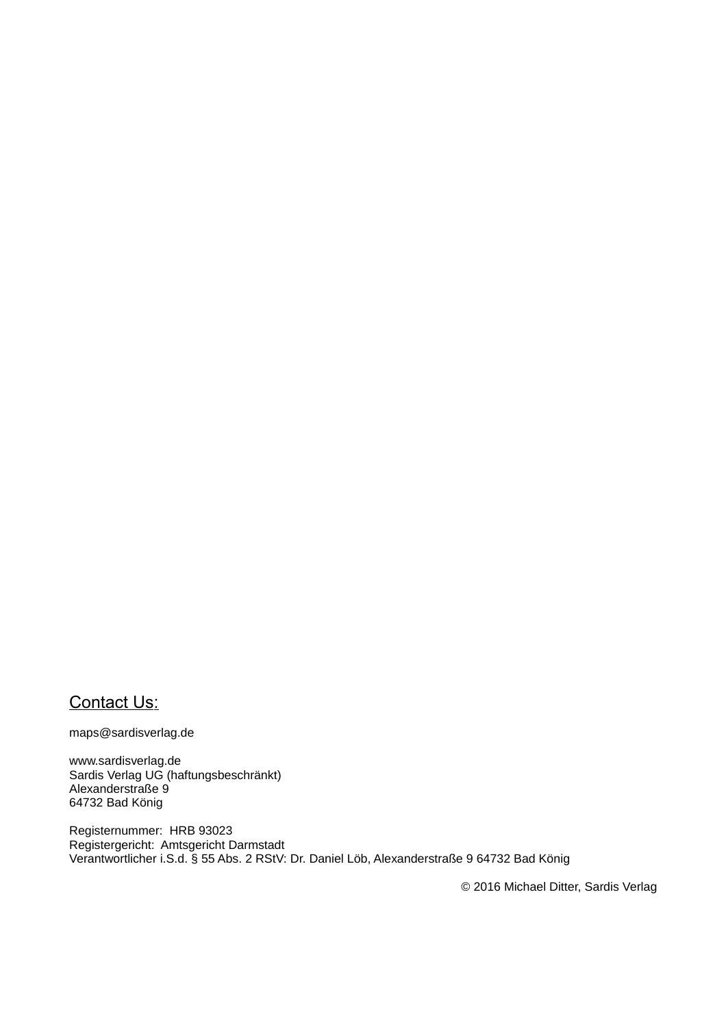## Contact Us:

maps@sardisverlag.de

www.sardisverlag.de
Sardis Verlag UG (haftungsbeschränkt)
Alexanderstraße 9
64732 Bad König

Registernummer: HRB 93023
Registergericht: Amtsgericht Darmstadt
Verantwortlicher i.S.d. § 55 Abs. 2 RStV: Dr. Daniel Löb, Alexanderstraße 9 64732 Bad König

© 2016 Michael Ditter, Sardis Verlag